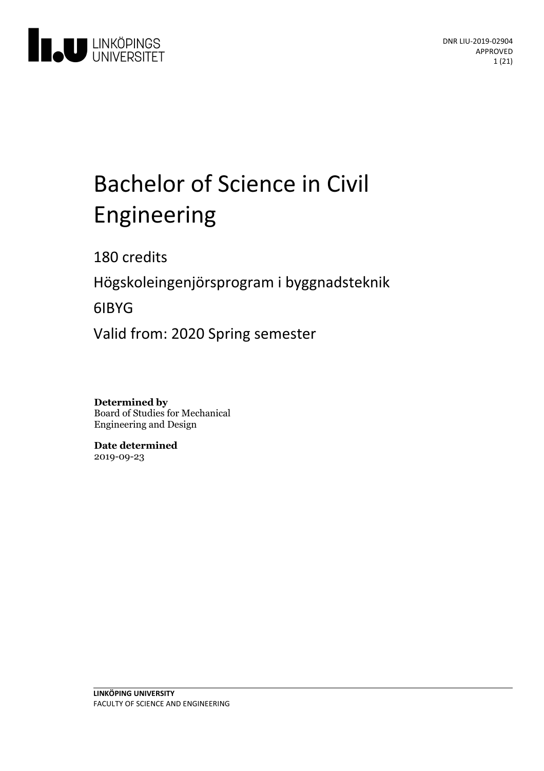LINKÖPINGS UNIVERSITET

DNR LIU-2019-02904
APPROVED

# Bachelor of Science in Civil Engineering

180 credits

Högskoleingenjörsprogram i byggnadsteknik

6IBYG

Valid from: 2020 Spring semester

**Determined by**
Board of Studies for Mechanical Engineering and Design

**Date determined**
2019-09-23

**LINKÖPING UNIVERSITY**
FACULTY OF SCIENCE AND ENGINEERING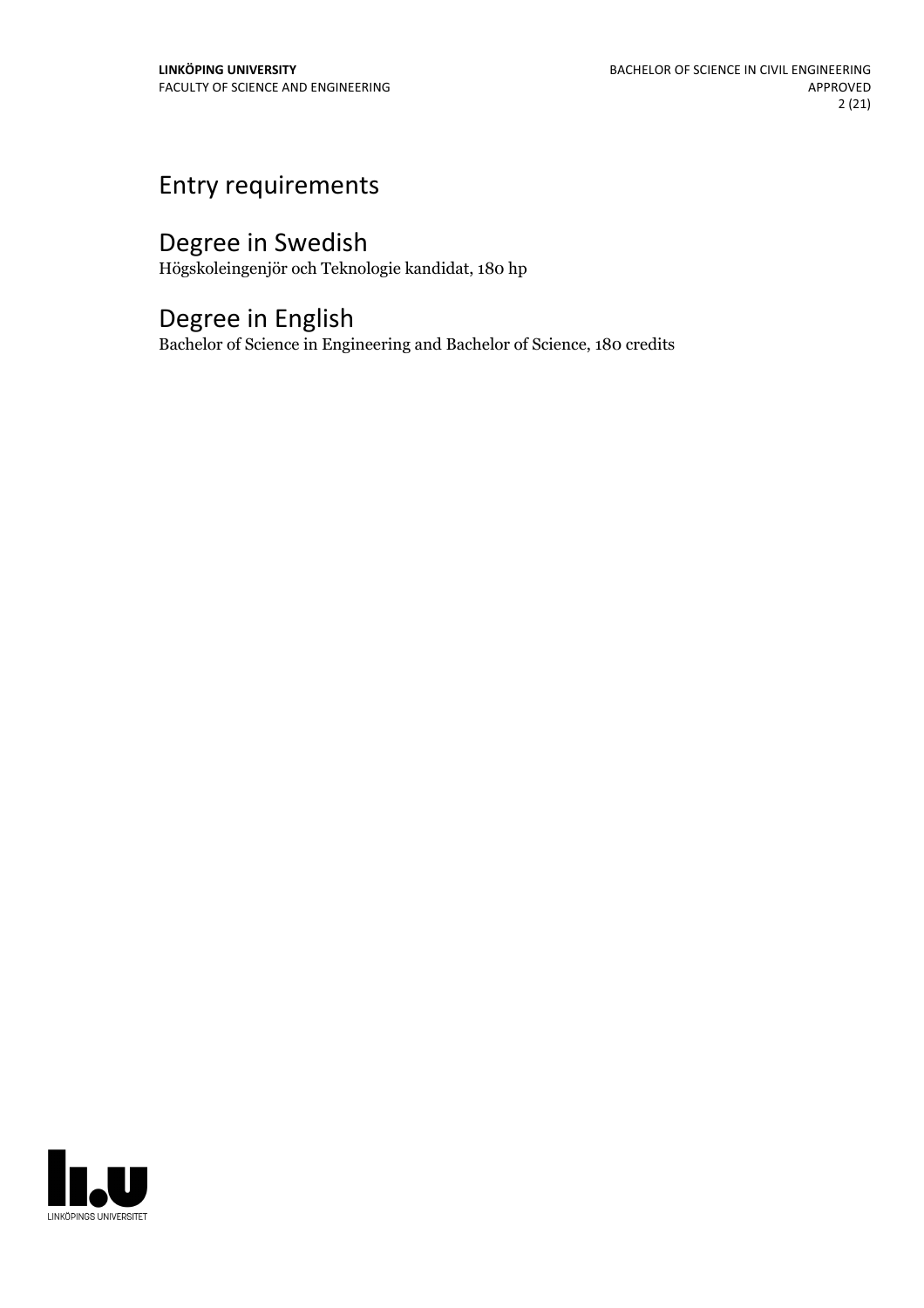# Entry requirements

# Degree in Swedish

Högskoleingenjör och Teknologie kandidat, 180 hp

# Degree in English

Bachelor of Science in Engineering and Bachelor of Science, 180 credits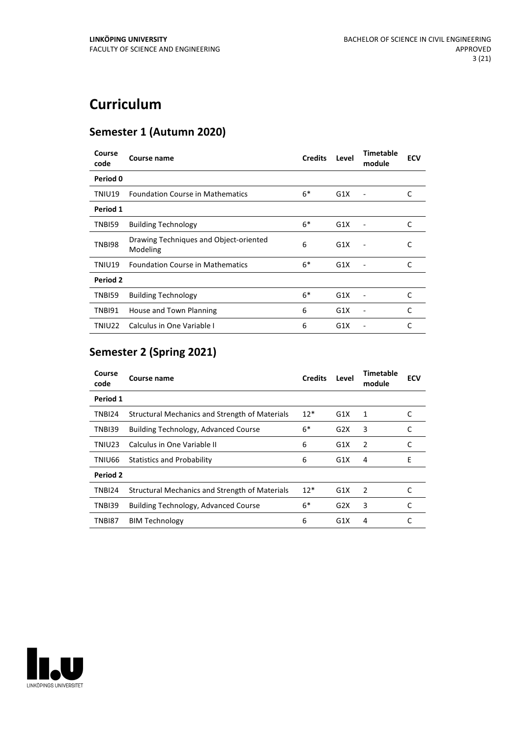# Curriculum

## Semester 1 (Autumn 2020)

| Course code | Course name | Credits | Level | Timetable module | ECV |
|---|---|---|---|---|---|
| **Period 0** | | | | | |
| TNIU19 | Foundation Course in Mathematics | 6* | G1X | - | C |
| **Period 1** | | | | | |
| TNBI59 | Building Technology | 6* | G1X | - | C |
| TNBI98 | Drawing Techniques and Object-oriented Modeling | 6 | G1X | - | C |
| TNIU19 | Foundation Course in Mathematics | 6* | G1X | - | C |
| **Period 2** | | | | | |
| TNBI59 | Building Technology | 6* | G1X | - | C |
| TNBI91 | House and Town Planning | 6 | G1X | - | C |
| TNIU22 | Calculus in One Variable I | 6 | G1X | - | C |

## Semester 2 (Spring 2021)

| Course code | Course name | Credits | Level | Timetable module | ECV |
|---|---|---|---|---|---|
| **Period 1** | | | | | |
| TNBI24 | Structural Mechanics and Strength of Materials | 12* | G1X | 1 | C |
| TNBI39 | Building Technology, Advanced Course | 6* | G2X | 3 | C |
| TNIU23 | Calculus in One Variable II | 6 | G1X | 2 | C |
| TNIU66 | Statistics and Probability | 6 | G1X | 4 | E |
| **Period 2** | | | | | |
| TNBI24 | Structural Mechanics and Strength of Materials | 12* | G1X | 2 | C |
| TNBI39 | Building Technology, Advanced Course | 6* | G2X | 3 | C |
| TNBI87 | BIM Technology | 6 | G1X | 4 | C |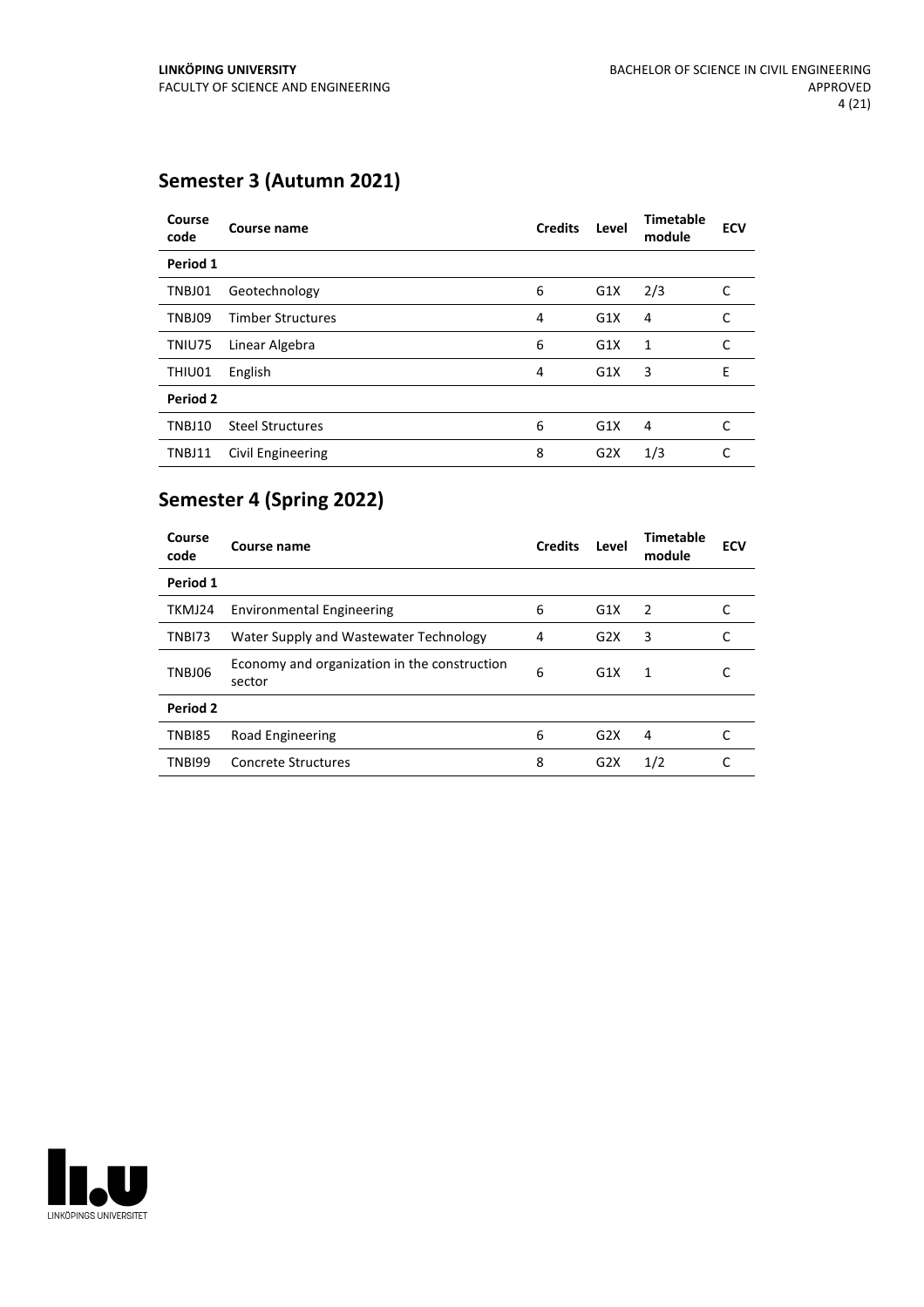## Semester 3 (Autumn 2021)

| Course code | Course name | Credits | Level | Timetable module | ECV |
|---|---|---|---|---|---|
| **Period 1** | | | | | |
| TNBJ01 | Geotechnology | 6 | G1X | 2/3 | C |
| TNBJ09 | Timber Structures | 4 | G1X | 4 | C |
| TNIU75 | Linear Algebra | 6 | G1X | 1 | C |
| THIU01 | English | 4 | G1X | 3 | E |
| **Period 2** | | | | | |
| TNBJ10 | Steel Structures | 6 | G1X | 4 | C |
| TNBJ11 | Civil Engineering | 8 | G2X | 1/3 | C |

## Semester 4 (Spring 2022)

| Course code | Course name | Credits | Level | Timetable module | ECV |
|---|---|---|---|---|---|
| **Period 1** | | | | | |
| TKMJ24 | Environmental Engineering | 6 | G1X | 2 | C |
| TNBI73 | Water Supply and Wastewater Technology | 4 | G2X | 3 | C |
| TNBJ06 | Economy and organization in the construction sector | 6 | G1X | 1 | C |
| **Period 2** | | | | | |
| TNBI85 | Road Engineering | 6 | G2X | 4 | C |
| TNBI99 | Concrete Structures | 8 | G2X | 1/2 | C |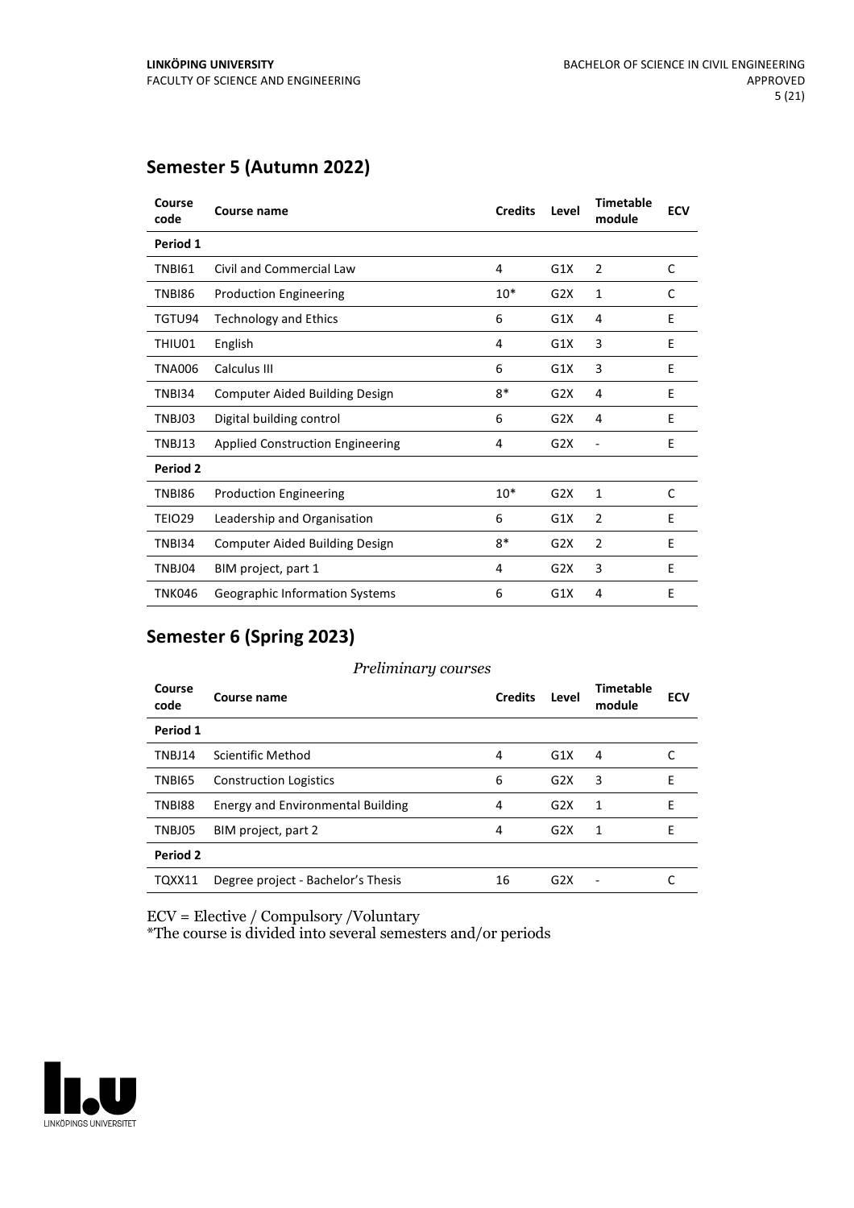## Semester 5 (Autumn 2022)

| Course code | Course name | Credits | Level | Timetable module | ECV |
|---|---|---|---|---|---|
| **Period 1** | | | | | |
| TNBI61 | Civil and Commercial Law | 4 | G1X | 2 | C |
| TNBI86 | Production Engineering | 10* | G2X | 1 | C |
| TGTU94 | Technology and Ethics | 6 | G1X | 4 | E |
| THIU01 | English | 4 | G1X | 3 | E |
| TNA006 | Calculus III | 6 | G1X | 3 | E |
| TNBI34 | Computer Aided Building Design | 8* | G2X | 4 | E |
| TNBJ03 | Digital building control | 6 | G2X | 4 | E |
| TNBJ13 | Applied Construction Engineering | 4 | G2X | - | E |
| **Period 2** | | | | | |
| TNBI86 | Production Engineering | 10* | G2X | 1 | C |
| TEIO29 | Leadership and Organisation | 6 | G1X | 2 | E |
| TNBI34 | Computer Aided Building Design | 8* | G2X | 2 | E |
| TNBJ04 | BIM project, part 1 | 4 | G2X | 3 | E |
| TNK046 | Geographic Information Systems | 6 | G1X | 4 | E |

## Semester 6 (Spring 2023)

*Preliminary courses*

| Course code | Course name | Credits | Level | Timetable module | ECV |
|---|---|---|---|---|---|
| **Period 1** | | | | | |
| TNBJ14 | Scientific Method | 4 | G1X | 4 | C |
| TNBI65 | Construction Logistics | 6 | G2X | 3 | E |
| TNBI88 | Energy and Environmental Building | 4 | G2X | 1 | E |
| TNBJ05 | BIM project, part 2 | 4 | G2X | 1 | E |
| **Period 2** | | | | | |
| TQXX11 | Degree project - Bachelor's Thesis | 16 | G2X | - | C |

ECV = Elective / Compulsory /Voluntary

*The course is divided into several semesters and/or periods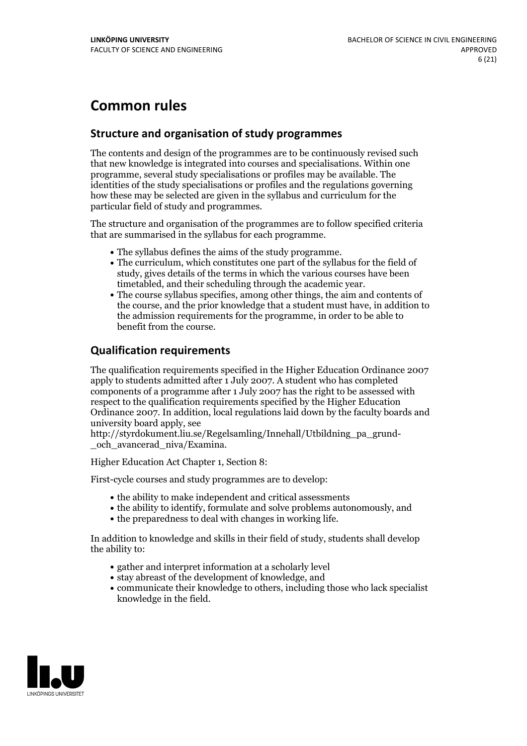# Common rules

## Structure and organisation of study programmes

The contents and design of the programmes are to be continuously revised such that new knowledge is integrated into courses and specialisations. Within one programme, several study specialisations or profiles may be available. The identities of the study specialisations or profiles and the regulations governing how these may be selected are given in the syllabus and curriculum for the particular field of study and programmes.

The structure and organisation of the programmes are to follow specified criteria that are summarised in the syllabus for each programme.

- The syllabus defines the aims of the study programme.
- The curriculum, which constitutes one part of the syllabus for the field of study, gives details of the terms in which the various courses have been timetabled, and their scheduling through the academic year.
- The course syllabus specifies, among other things, the aim and contents of the course, and the prior knowledge that a student must have, in addition to the admission requirements for the programme, in order to be able to benefit from the course.

## Qualification requirements

The qualification requirements specified in the Higher Education Ordinance 2007 apply to students admitted after 1 July 2007. A student who has completed components of a programme after 1 July 2007 has the right to be assessed with respect to the qualification requirements specified by the Higher Education Ordinance 2007. In addition, local regulations laid down by the faculty boards and university board apply, see http://styrdokument.liu.se/Regelsamling/Innehall/Utbildning_pa_grund-_och_avancerad_niva/Examina.

Higher Education Act Chapter 1, Section 8:

First-cycle courses and study programmes are to develop:

- the ability to make independent and critical assessments
- the ability to identify, formulate and solve problems autonomously, and
- the preparedness to deal with changes in working life.

In addition to knowledge and skills in their field of study, students shall develop the ability to:

- gather and interpret information at a scholarly level
- stay abreast of the development of knowledge, and
- communicate their knowledge to others, including those who lack specialist knowledge in the field.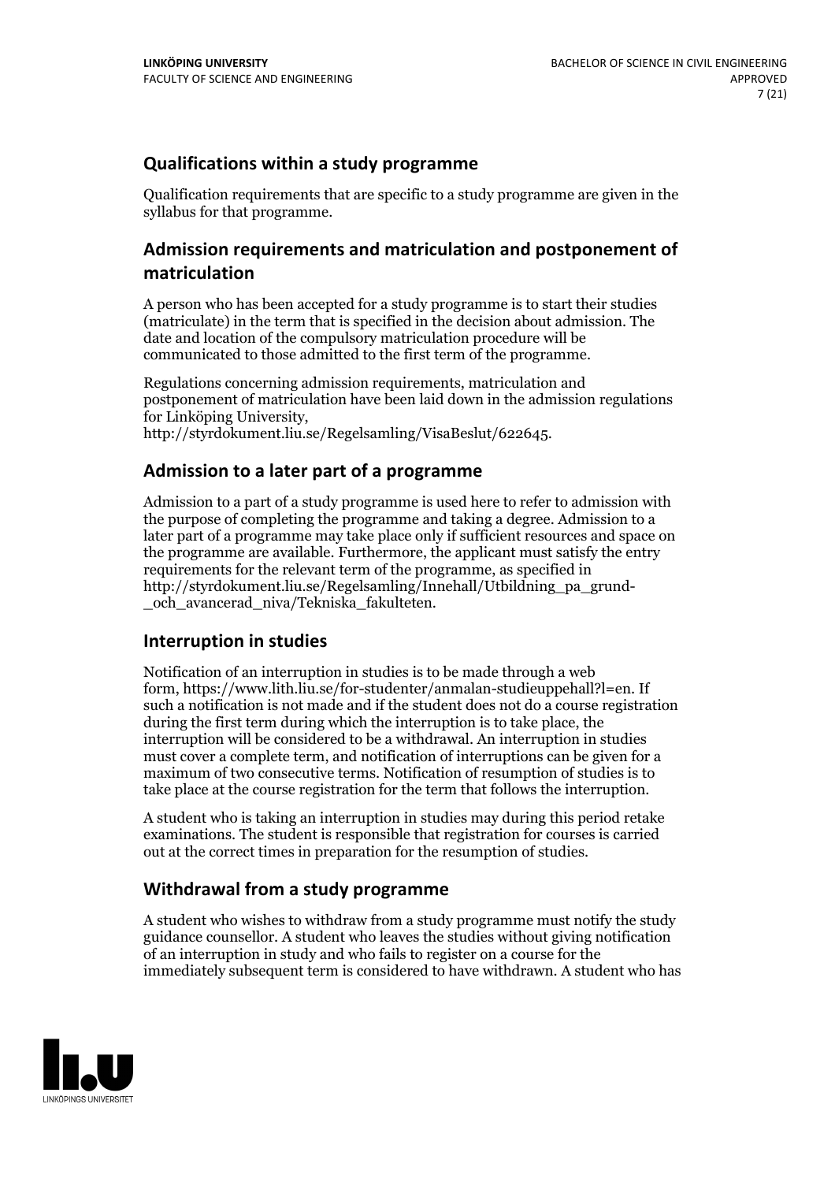## Qualifications within a study programme

Qualification requirements that are specific to a study programme are given in the syllabus for that programme.

## Admission requirements and matriculation and postponement of matriculation

A person who has been accepted for a study programme is to start their studies (matriculate) in the term that is specified in the decision about admission. The date and location of the compulsory matriculation procedure will be communicated to those admitted to the first term of the programme.

Regulations concerning admission requirements, matriculation and postponement of matriculation have been laid down in the admission regulations for Linköping University, http://styrdokument.liu.se/Regelsamling/VisaBeslut/622645.

## Admission to a later part of a programme

Admission to a part of a study programme is used here to refer to admission with the purpose of completing the programme and taking a degree. Admission to a later part of a programme may take place only if sufficient resources and space on the programme are available. Furthermore, the applicant must satisfy the entry requirements for the relevant term of the programme, as specified in http://styrdokument.liu.se/Regelsamling/Innehall/Utbildning_pa_grund-_och_avancerad_niva/Tekniska_fakulteten.

## Interruption in studies

Notification of an interruption in studies is to be made through a web form, https://www.lith.liu.se/for-studenter/anmalan-studieuppehall?l=en. If such a notification is not made and if the student does not do a course registration during the first term during which the interruption is to take place, the interruption will be considered to be a withdrawal. An interruption in studies must cover a complete term, and notification of interruptions can be given for a maximum of two consecutive terms. Notification of resumption of studies is to take place at the course registration for the term that follows the interruption.

A student who is taking an interruption in studies may during this period retake examinations. The student is responsible that registration for courses is carried out at the correct times in preparation for the resumption of studies.

## Withdrawal from a study programme

A student who wishes to withdraw from a study programme must notify the study guidance counsellor. A student who leaves the studies without giving notification of an interruption in study and who fails to register on a course for the immediately subsequent term is considered to have withdrawn. A student who has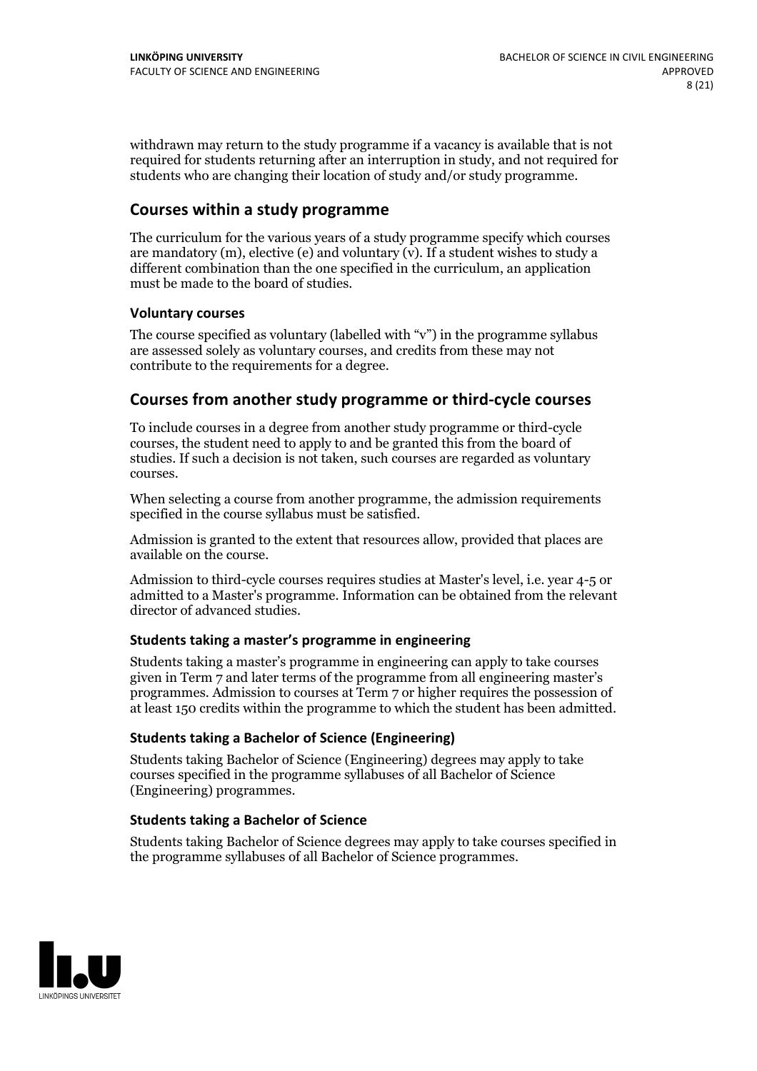withdrawn may return to the study programme if a vacancy is available that is not required for students returning after an interruption in study, and not required for students who are changing their location of study and/or study programme.

## Courses within a study programme

The curriculum for the various years of a study programme specify which courses are mandatory (m), elective (e) and voluntary (v). If a student wishes to study a different combination than the one specified in the curriculum, an application must be made to the board of studies.

### Voluntary courses

The course specified as voluntary (labelled with "v") in the programme syllabus are assessed solely as voluntary courses, and credits from these may not contribute to the requirements for a degree.

## Courses from another study programme or third-cycle courses

To include courses in a degree from another study programme or third-cycle courses, the student need to apply to and be granted this from the board of studies. If such a decision is not taken, such courses are regarded as voluntary courses.

When selecting a course from another programme, the admission requirements specified in the course syllabus must be satisfied.

Admission is granted to the extent that resources allow, provided that places are available on the course.

Admission to third-cycle courses requires studies at Master's level, i.e. year 4-5 or admitted to a Master's programme. Information can be obtained from the relevant director of advanced studies.

### Students taking a master's programme in engineering

Students taking a master's programme in engineering can apply to take courses given in Term 7 and later terms of the programme from all engineering master's programmes. Admission to courses at Term 7 or higher requires the possession of at least 150 credits within the programme to which the student has been admitted.

### Students taking a Bachelor of Science (Engineering)

Students taking Bachelor of Science (Engineering) degrees may apply to take courses specified in the programme syllabuses of all Bachelor of Science (Engineering) programmes.

### Students taking a Bachelor of Science

Students taking Bachelor of Science degrees may apply to take courses specified in the programme syllabuses of all Bachelor of Science programmes.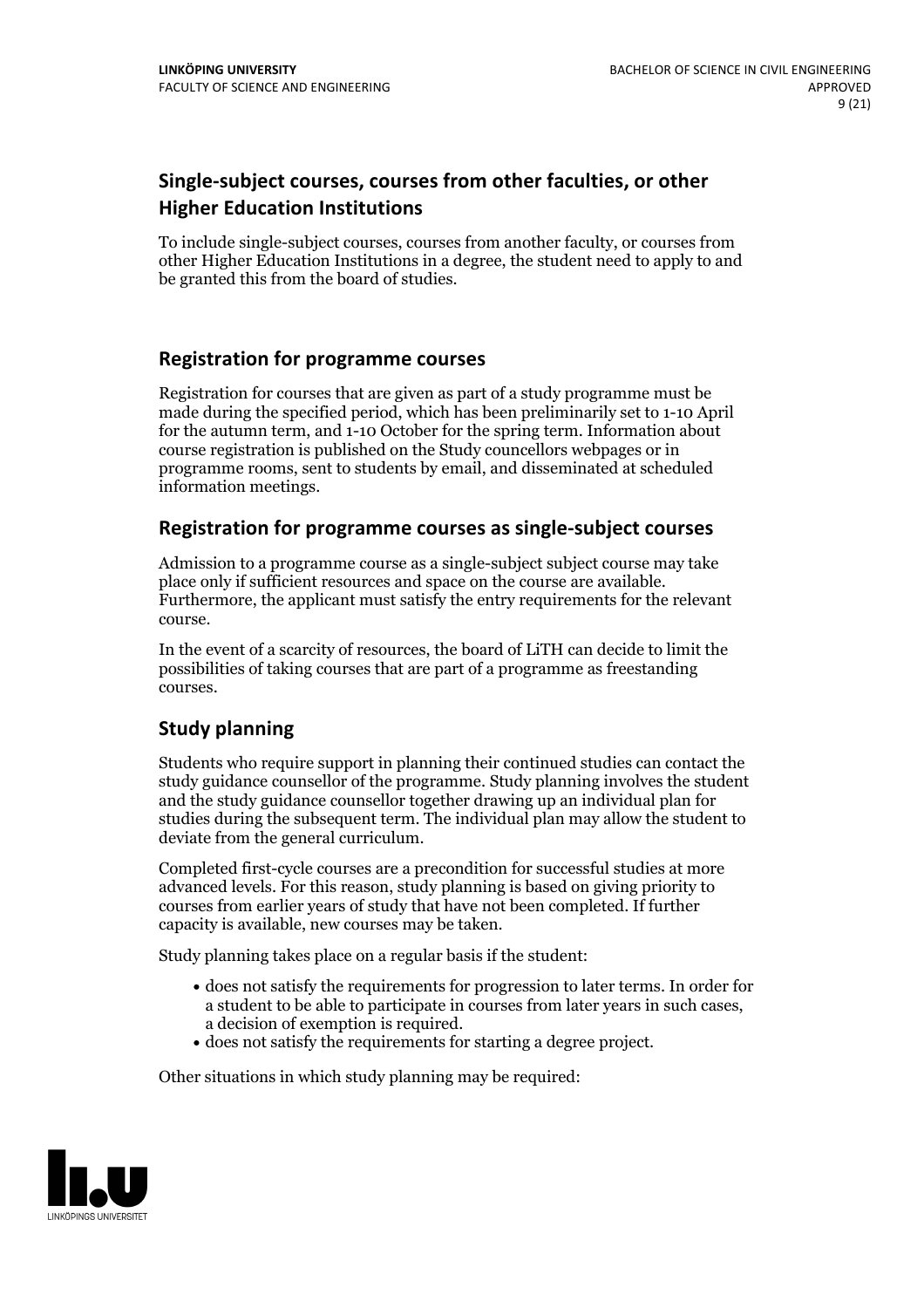## Single-subject courses, courses from other faculties, or other Higher Education Institutions

To include single-subject courses, courses from another faculty, or courses from other Higher Education Institutions in a degree, the student need to apply to and be granted this from the board of studies.

## Registration for programme courses

Registration for courses that are given as part of a study programme must be made during the specified period, which has been preliminarily set to 1-10 April for the autumn term, and 1-10 October for the spring term. Information about course registration is published on the Study councellors webpages or in programme rooms, sent to students by email, and disseminated at scheduled information meetings.

## Registration for programme courses as single-subject courses

Admission to a programme course as a single-subject subject course may take place only if sufficient resources and space on the course are available. Furthermore, the applicant must satisfy the entry requirements for the relevant course.

In the event of a scarcity of resources, the board of LiTH can decide to limit the possibilities of taking courses that are part of a programme as freestanding courses.

## Study planning

Students who require support in planning their continued studies can contact the study guidance counsellor of the programme. Study planning involves the student and the study guidance counsellor together drawing up an individual plan for studies during the subsequent term. The individual plan may allow the student to deviate from the general curriculum.

Completed first-cycle courses are a precondition for successful studies at more advanced levels. For this reason, study planning is based on giving priority to courses from earlier years of study that have not been completed. If further capacity is available, new courses may be taken.

Study planning takes place on a regular basis if the student:

- does not satisfy the requirements for progression to later terms. In order for a student to be able to participate in courses from later years in such cases, a decision of exemption is required.
- does not satisfy the requirements for starting a degree project.

Other situations in which study planning may be required: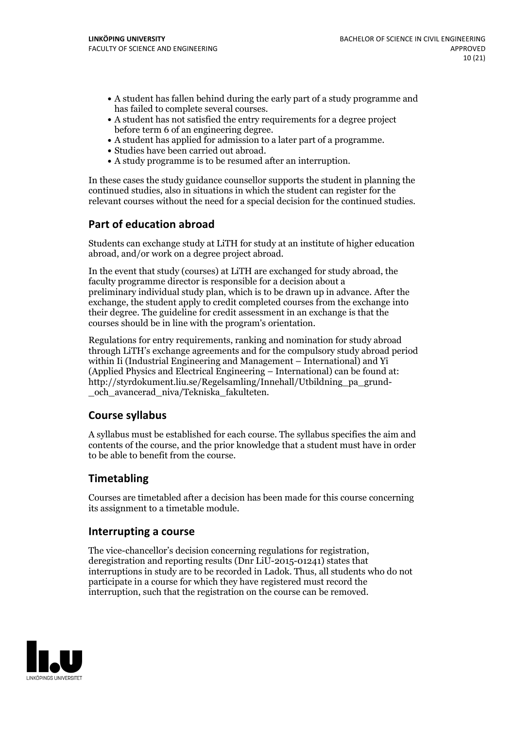- A student has fallen behind during the early part of a study programme and has failed to complete several courses.
- A student has not satisfied the entry requirements for a degree project before term 6 of an engineering degree.
- A student has applied for admission to a later part of a programme.
- Studies have been carried out abroad.
- A study programme is to be resumed after an interruption.

In these cases the study guidance counsellor supports the student in planning the continued studies, also in situations in which the student can register for the relevant courses without the need for a special decision for the continued studies.

## Part of education abroad

Students can exchange study at LiTH for study at an institute of higher education abroad, and/or work on a degree project abroad.

In the event that study (courses) at LiTH are exchanged for study abroad, the faculty programme director is responsible for a decision about a preliminary individual study plan, which is to be drawn up in advance. After the exchange, the student apply to credit completed courses from the exchange into their degree. The guideline for credit assessment in an exchange is that the courses should be in line with the program's orientation.

Regulations for entry requirements, ranking and nomination for study abroad through LiTH's exchange agreements and for the compulsory study abroad period within Ii (Industrial Engineering and Management – International) and Yi (Applied Physics and Electrical Engineering – International) can be found at: http://styrdokument.liu.se/Regelsamling/Innehall/Utbildning_pa_grund-_och_avancerad_niva/Tekniska_fakulteten.

## Course syllabus

A syllabus must be established for each course. The syllabus specifies the aim and contents of the course, and the prior knowledge that a student must have in order to be able to benefit from the course.

## Timetabling

Courses are timetabled after a decision has been made for this course concerning its assignment to a timetable module.

## Interrupting a course

The vice-chancellor's decision concerning regulations for registration, deregistration and reporting results (Dnr LiU-2015-01241) states that interruptions in study are to be recorded in Ladok. Thus, all students who do not participate in a course for which they have registered must record the interruption, such that the registration on the course can be removed.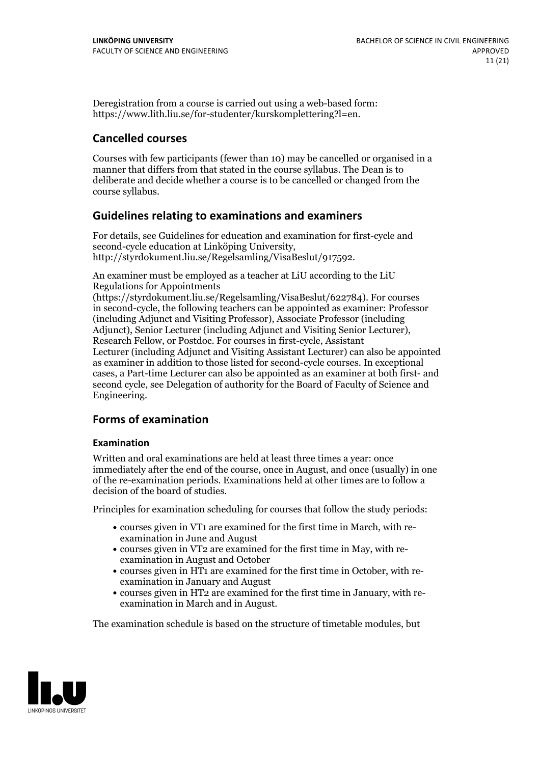Deregistration from a course is carried out using a web-based form: https://www.lith.liu.se/for-studenter/kurskomplettering?l=en.

## Cancelled courses

Courses with few participants (fewer than 10) may be cancelled or organised in a manner that differs from that stated in the course syllabus. The Dean is to deliberate and decide whether a course is to be cancelled or changed from the course syllabus.

## Guidelines relating to examinations and examiners

For details, see Guidelines for education and examination for first-cycle and second-cycle education at Linköping University, http://styrdokument.liu.se/Regelsamling/VisaBeslut/917592.

An examiner must be employed as a teacher at LiU according to the LiU Regulations for Appointments (https://styrdokument.liu.se/Regelsamling/VisaBeslut/622784). For courses in second-cycle, the following teachers can be appointed as examiner: Professor (including Adjunct and Visiting Professor), Associate Professor (including Adjunct), Senior Lecturer (including Adjunct and Visiting Senior Lecturer), Research Fellow, or Postdoc. For courses in first-cycle, Assistant Lecturer (including Adjunct and Visiting Assistant Lecturer) can also be appointed as examiner in addition to those listed for second-cycle courses. In exceptional cases, a Part-time Lecturer can also be appointed as an examiner at both first- and second cycle, see Delegation of authority for the Board of Faculty of Science and Engineering.

## Forms of examination

### Examination

Written and oral examinations are held at least three times a year: once immediately after the end of the course, once in August, and once (usually) in one of the re-examination periods. Examinations held at other times are to follow a decision of the board of studies.

Principles for examination scheduling for courses that follow the study periods:

- courses given in VT1 are examined for the first time in March, with re-examination in June and August
- courses given in VT2 are examined for the first time in May, with re-examination in August and October
- courses given in HT1 are examined for the first time in October, with re-examination in January and August
- courses given in HT2 are examined for the first time in January, with re-examination in March and in August.

The examination schedule is based on the structure of timetable modules, but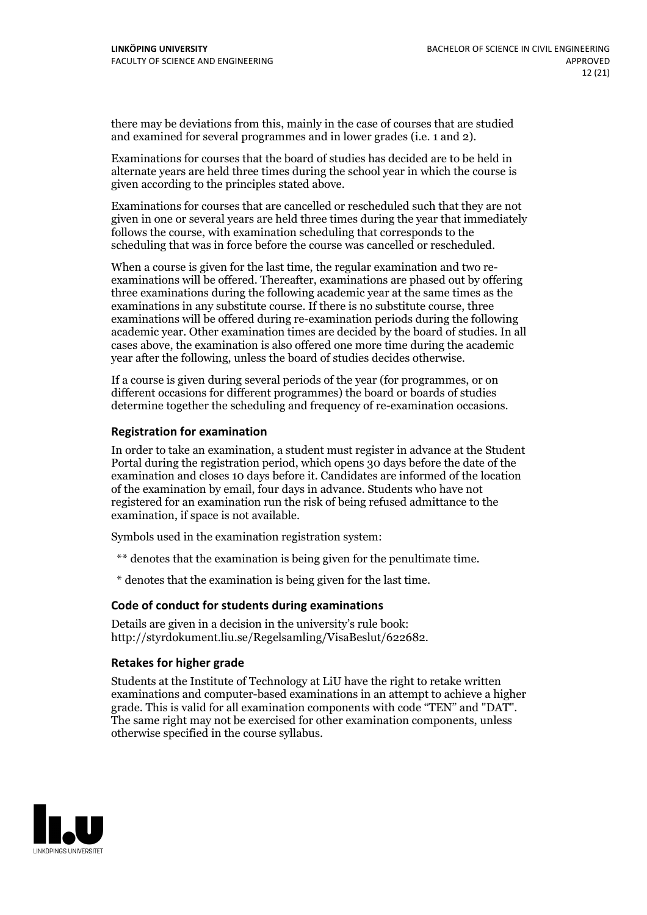there may be deviations from this, mainly in the case of courses that are studied and examined for several programmes and in lower grades (i.e. 1 and 2).

Examinations for courses that the board of studies has decided are to be held in alternate years are held three times during the school year in which the course is given according to the principles stated above.

Examinations for courses that are cancelled or rescheduled such that they are not given in one or several years are held three times during the year that immediately follows the course, with examination scheduling that corresponds to the scheduling that was in force before the course was cancelled or rescheduled.

When a course is given for the last time, the regular examination and two re-examinations will be offered. Thereafter, examinations are phased out by offering three examinations during the following academic year at the same times as the examinations in any substitute course. If there is no substitute course, three examinations will be offered during re-examination periods during the following academic year. Other examination times are decided by the board of studies. In all cases above, the examination is also offered one more time during the academic year after the following, unless the board of studies decides otherwise.

If a course is given during several periods of the year (for programmes, or on different occasions for different programmes) the board or boards of studies determine together the scheduling and frequency of re-examination occasions.

### Registration for examination

In order to take an examination, a student must register in advance at the Student Portal during the registration period, which opens 30 days before the date of the examination and closes 10 days before it. Candidates are informed of the location of the examination by email, four days in advance. Students who have not registered for an examination run the risk of being refused admittance to the examination, if space is not available.

Symbols used in the examination registration system:

** denotes that the examination is being given for the penultimate time.

* denotes that the examination is being given for the last time.

### Code of conduct for students during examinations

Details are given in a decision in the university's rule book: http://styrdokument.liu.se/Regelsamling/VisaBeslut/622682.

### Retakes for higher grade

Students at the Institute of Technology at LiU have the right to retake written examinations and computer-based examinations in an attempt to achieve a higher grade. This is valid for all examination components with code "TEN" and "DAT". The same right may not be exercised for other examination components, unless otherwise specified in the course syllabus.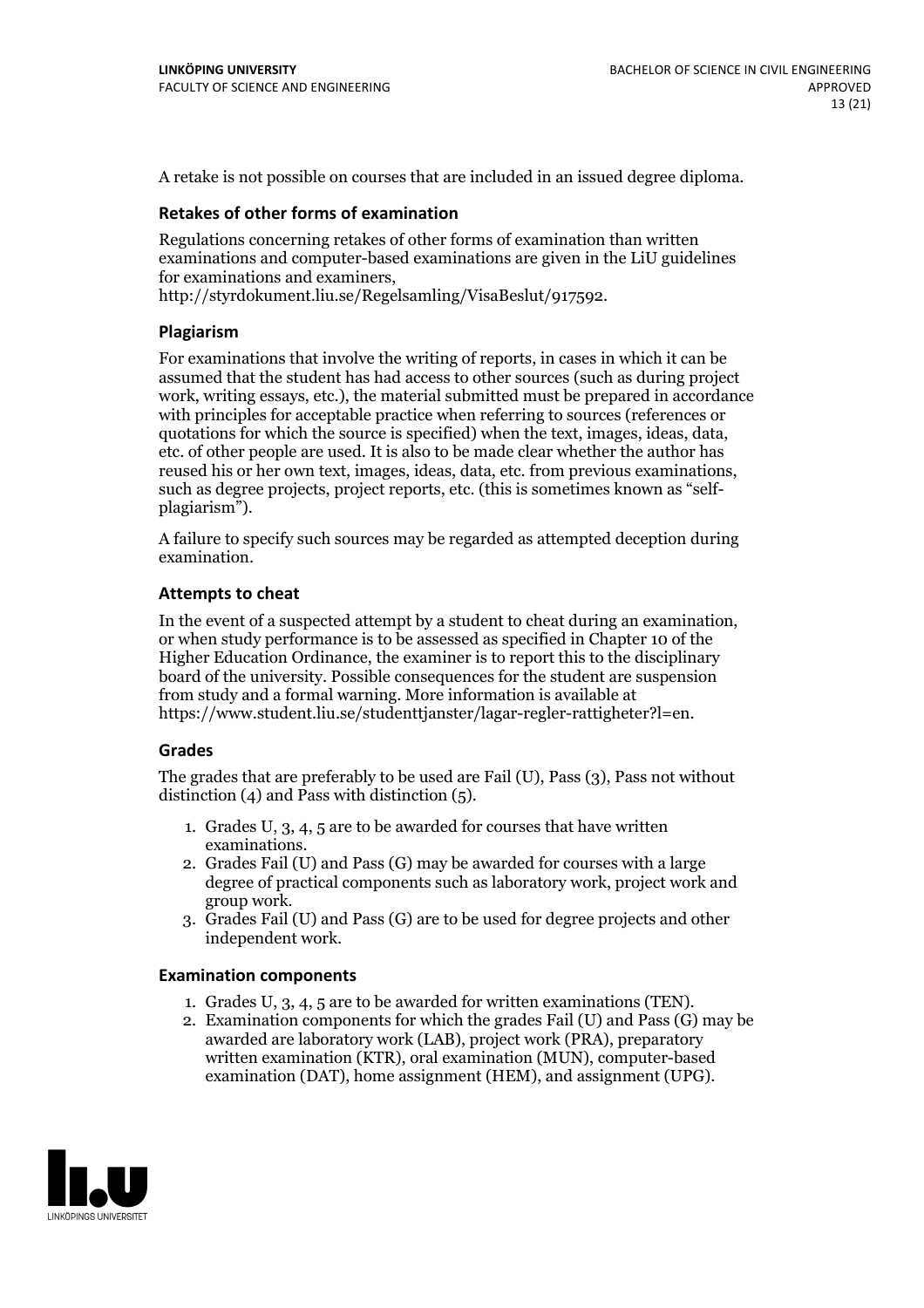A retake is not possible on courses that are included in an issued degree diploma.

### Retakes of other forms of examination

Regulations concerning retakes of other forms of examination than written examinations and computer-based examinations are given in the LiU guidelines for examinations and examiners, http://styrdokument.liu.se/Regelsamling/VisaBeslut/917592.

### Plagiarism

For examinations that involve the writing of reports, in cases in which it can be assumed that the student has had access to other sources (such as during project work, writing essays, etc.), the material submitted must be prepared in accordance with principles for acceptable practice when referring to sources (references or quotations for which the source is specified) when the text, images, ideas, data, etc. of other people are used. It is also to be made clear whether the author has reused his or her own text, images, ideas, data, etc. from previous examinations, such as degree projects, project reports, etc. (this is sometimes known as "self-plagiarism").

A failure to specify such sources may be regarded as attempted deception during examination.

### Attempts to cheat

In the event of a suspected attempt by a student to cheat during an examination, or when study performance is to be assessed as specified in Chapter 10 of the Higher Education Ordinance, the examiner is to report this to the disciplinary board of the university. Possible consequences for the student are suspension from study and a formal warning. More information is available at https://www.student.liu.se/studenttjanster/lagar-regler-rattigheter?l=en.

### Grades

The grades that are preferably to be used are Fail (U), Pass (3), Pass not without distinction (4) and Pass with distinction (5).

1. Grades U, 3, 4, 5 are to be awarded for courses that have written examinations.
2. Grades Fail (U) and Pass (G) may be awarded for courses with a large degree of practical components such as laboratory work, project work and group work.
3. Grades Fail (U) and Pass (G) are to be used for degree projects and other independent work.

### Examination components

1. Grades U, 3, 4, 5 are to be awarded for written examinations (TEN).
2. Examination components for which the grades Fail (U) and Pass (G) may be awarded are laboratory work (LAB), project work (PRA), preparatory written examination (KTR), oral examination (MUN), computer-based examination (DAT), home assignment (HEM), and assignment (UPG).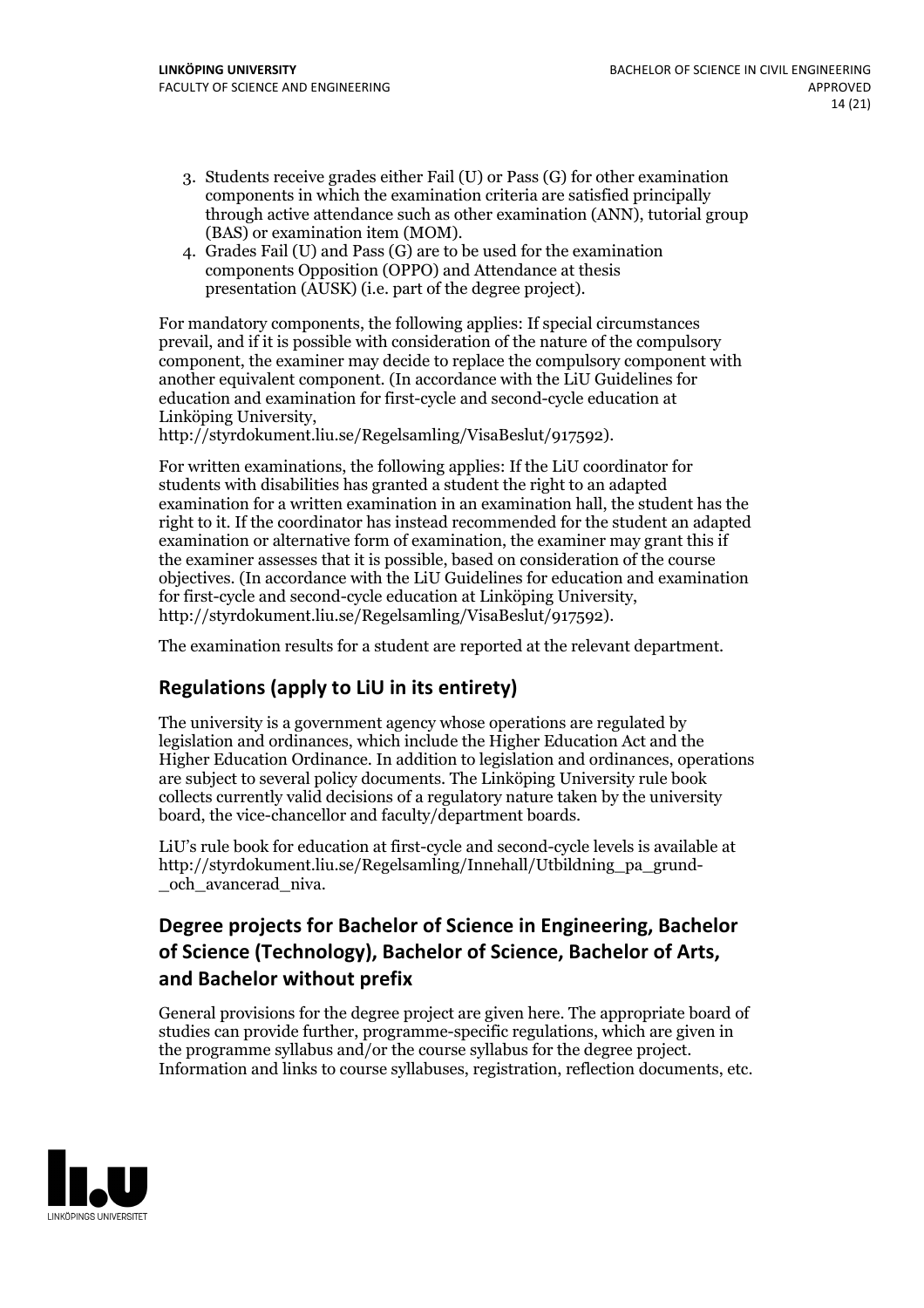3. Students receive grades either Fail (U) or Pass (G) for other examination components in which the examination criteria are satisfied principally through active attendance such as other examination (ANN), tutorial group (BAS) or examination item (MOM).
4. Grades Fail (U) and Pass (G) are to be used for the examination components Opposition (OPPO) and Attendance at thesis presentation (AUSK) (i.e. part of the degree project).

For mandatory components, the following applies: If special circumstances prevail, and if it is possible with consideration of the nature of the compulsory component, the examiner may decide to replace the compulsory component with another equivalent component. (In accordance with the LiU Guidelines for education and examination for first-cycle and second-cycle education at Linköping University, http://styrdokument.liu.se/Regelsamling/VisaBeslut/917592).

For written examinations, the following applies: If the LiU coordinator for students with disabilities has granted a student the right to an adapted examination for a written examination in an examination hall, the student has the right to it. If the coordinator has instead recommended for the student an adapted examination or alternative form of examination, the examiner may grant this if the examiner assesses that it is possible, based on consideration of the course objectives. (In accordance with the LiU Guidelines for education and examination for first-cycle and second-cycle education at Linköping University, http://styrdokument.liu.se/Regelsamling/VisaBeslut/917592).

The examination results for a student are reported at the relevant department.

## Regulations (apply to LiU in its entirety)

The university is a government agency whose operations are regulated by legislation and ordinances, which include the Higher Education Act and the Higher Education Ordinance. In addition to legislation and ordinances, operations are subject to several policy documents. The Linköping University rule book collects currently valid decisions of a regulatory nature taken by the university board, the vice-chancellor and faculty/department boards.

LiU's rule book for education at first-cycle and second-cycle levels is available at http://styrdokument.liu.se/Regelsamling/Innehall/Utbildning_pa_grund-_och_avancerad_niva.

## Degree projects for Bachelor of Science in Engineering, Bachelor of Science (Technology), Bachelor of Science, Bachelor of Arts, and Bachelor without prefix

General provisions for the degree project are given here. The appropriate board of studies can provide further, programme-specific regulations, which are given in the programme syllabus and/or the course syllabus for the degree project. Information and links to course syllabuses, registration, reflection documents, etc.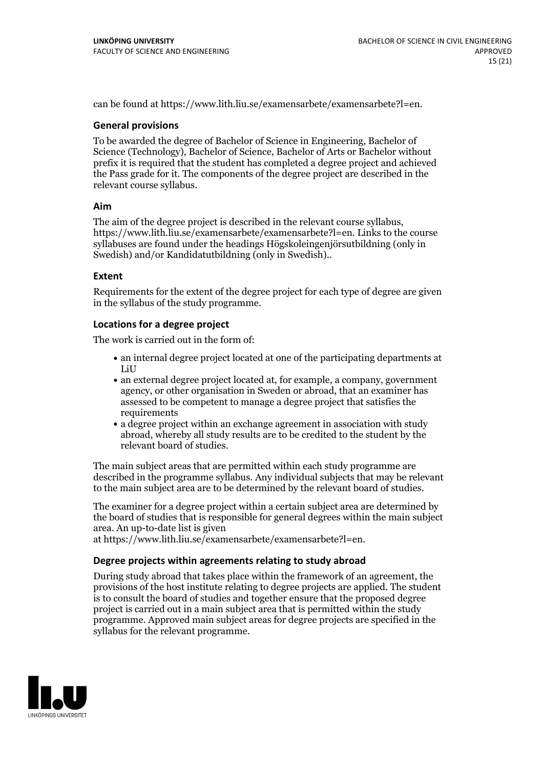can be found at https://www.lith.liu.se/examensarbete/examensarbete?l=en.

### General provisions

To be awarded the degree of Bachelor of Science in Engineering, Bachelor of Science (Technology), Bachelor of Science, Bachelor of Arts or Bachelor without prefix it is required that the student has completed a degree project and achieved the Pass grade for it. The components of the degree project are described in the relevant course syllabus.

### Aim

The aim of the degree project is described in the relevant course syllabus, https://www.lith.liu.se/examensarbete/examensarbete?l=en. Links to the course syllabuses are found under the headings Högskoleingenjörsutbildning (only in Swedish) and/or Kandidatutbildning (only in Swedish)..

### Extent

Requirements for the extent of the degree project for each type of degree are given in the syllabus of the study programme.

### Locations for a degree project

The work is carried out in the form of:

- an internal degree project located at one of the participating departments at LiU
- an external degree project located at, for example, a company, government agency, or other organisation in Sweden or abroad, that an examiner has assessed to be competent to manage a degree project that satisfies the requirements
- a degree project within an exchange agreement in association with study abroad, whereby all study results are to be credited to the student by the relevant board of studies.

The main subject areas that are permitted within each study programme are described in the programme syllabus. Any individual subjects that may be relevant to the main subject area are to be determined by the relevant board of studies.

The examiner for a degree project within a certain subject area are determined by the board of studies that is responsible for general degrees within the main subject area. An up-to-date list is given at https://www.lith.liu.se/examensarbete/examensarbete?l=en.

### Degree projects within agreements relating to study abroad

During study abroad that takes place within the framework of an agreement, the provisions of the host institute relating to degree projects are applied. The student is to consult the board of studies and together ensure that the proposed degree project is carried out in a main subject area that is permitted within the study programme. Approved main subject areas for degree projects are specified in the syllabus for the relevant programme.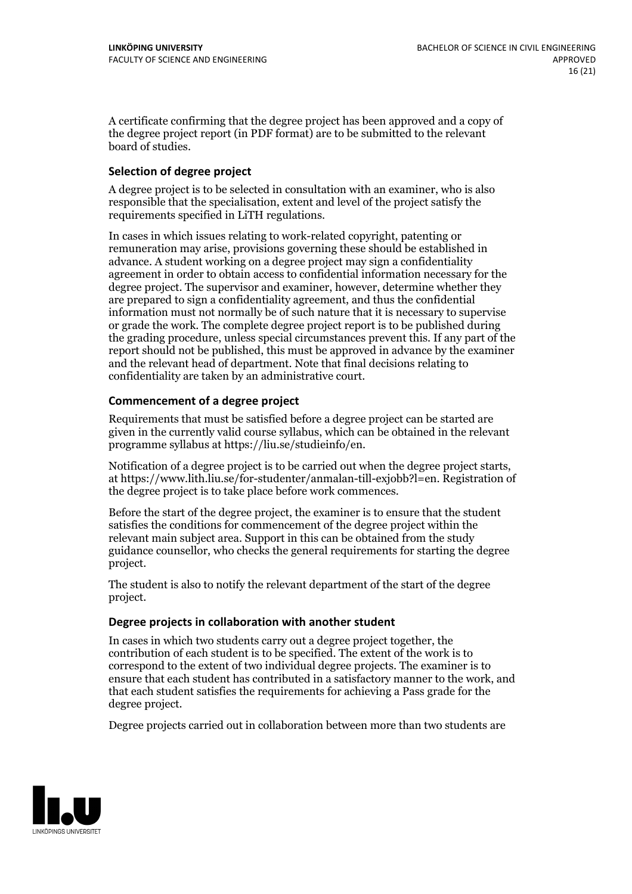A certificate confirming that the degree project has been approved and a copy of the degree project report (in PDF format) are to be submitted to the relevant board of studies.

### Selection of degree project

A degree project is to be selected in consultation with an examiner, who is also responsible that the specialisation, extent and level of the project satisfy the requirements specified in LiTH regulations.

In cases in which issues relating to work-related copyright, patenting or remuneration may arise, provisions governing these should be established in advance. A student working on a degree project may sign a confidentiality agreement in order to obtain access to confidential information necessary for the degree project. The supervisor and examiner, however, determine whether they are prepared to sign a confidentiality agreement, and thus the confidential information must not normally be of such nature that it is necessary to supervise or grade the work. The complete degree project report is to be published during the grading procedure, unless special circumstances prevent this. If any part of the report should not be published, this must be approved in advance by the examiner and the relevant head of department. Note that final decisions relating to confidentiality are taken by an administrative court.

### Commencement of a degree project

Requirements that must be satisfied before a degree project can be started are given in the currently valid course syllabus, which can be obtained in the relevant programme syllabus at https://liu.se/studieinfo/en.

Notification of a degree project is to be carried out when the degree project starts, at https://www.lith.liu.se/for-studenter/anmalan-till-exjobb?l=en. Registration of the degree project is to take place before work commences.

Before the start of the degree project, the examiner is to ensure that the student satisfies the conditions for commencement of the degree project within the relevant main subject area. Support in this can be obtained from the study guidance counsellor, who checks the general requirements for starting the degree project.

The student is also to notify the relevant department of the start of the degree project.

### Degree projects in collaboration with another student

In cases in which two students carry out a degree project together, the contribution of each student is to be specified. The extent of the work is to correspond to the extent of two individual degree projects. The examiner is to ensure that each student has contributed in a satisfactory manner to the work, and that each student satisfies the requirements for achieving a Pass grade for the degree project.

Degree projects carried out in collaboration between more than two students are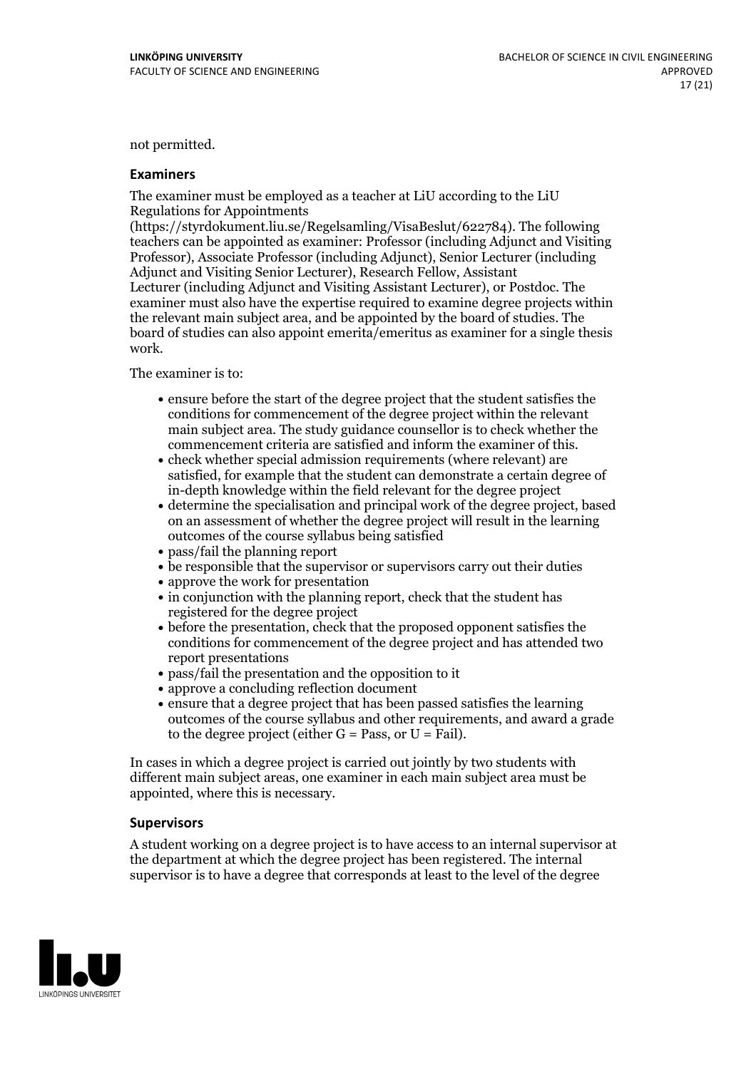not permitted.

### Examiners

The examiner must be employed as a teacher at LiU according to the LiU Regulations for Appointments (https://styrdokument.liu.se/Regelsamling/VisaBeslut/622784). The following teachers can be appointed as examiner: Professor (including Adjunct and Visiting Professor), Associate Professor (including Adjunct), Senior Lecturer (including Adjunct and Visiting Senior Lecturer), Research Fellow, Assistant Lecturer (including Adjunct and Visiting Assistant Lecturer), or Postdoc. The examiner must also have the expertise required to examine degree projects within the relevant main subject area, and be appointed by the board of studies. The board of studies can also appoint emerita/emeritus as examiner for a single thesis work.

The examiner is to:

- ensure before the start of the degree project that the student satisfies the conditions for commencement of the degree project within the relevant main subject area. The study guidance counsellor is to check whether the commencement criteria are satisfied and inform the examiner of this.
- check whether special admission requirements (where relevant) are satisfied, for example that the student can demonstrate a certain degree of in-depth knowledge within the field relevant for the degree project
- determine the specialisation and principal work of the degree project, based on an assessment of whether the degree project will result in the learning outcomes of the course syllabus being satisfied
- pass/fail the planning report
- be responsible that the supervisor or supervisors carry out their duties
- approve the work for presentation
- in conjunction with the planning report, check that the student has registered for the degree project
- before the presentation, check that the proposed opponent satisfies the conditions for commencement of the degree project and has attended two report presentations
- pass/fail the presentation and the opposition to it
- approve a concluding reflection document
- ensure that a degree project that has been passed satisfies the learning outcomes of the course syllabus and other requirements, and award a grade to the degree project (either G = Pass, or U = Fail).

In cases in which a degree project is carried out jointly by two students with different main subject areas, one examiner in each main subject area must be appointed, where this is necessary.

### Supervisors

A student working on a degree project is to have access to an internal supervisor at the department at which the degree project has been registered. The internal supervisor is to have a degree that corresponds at least to the level of the degree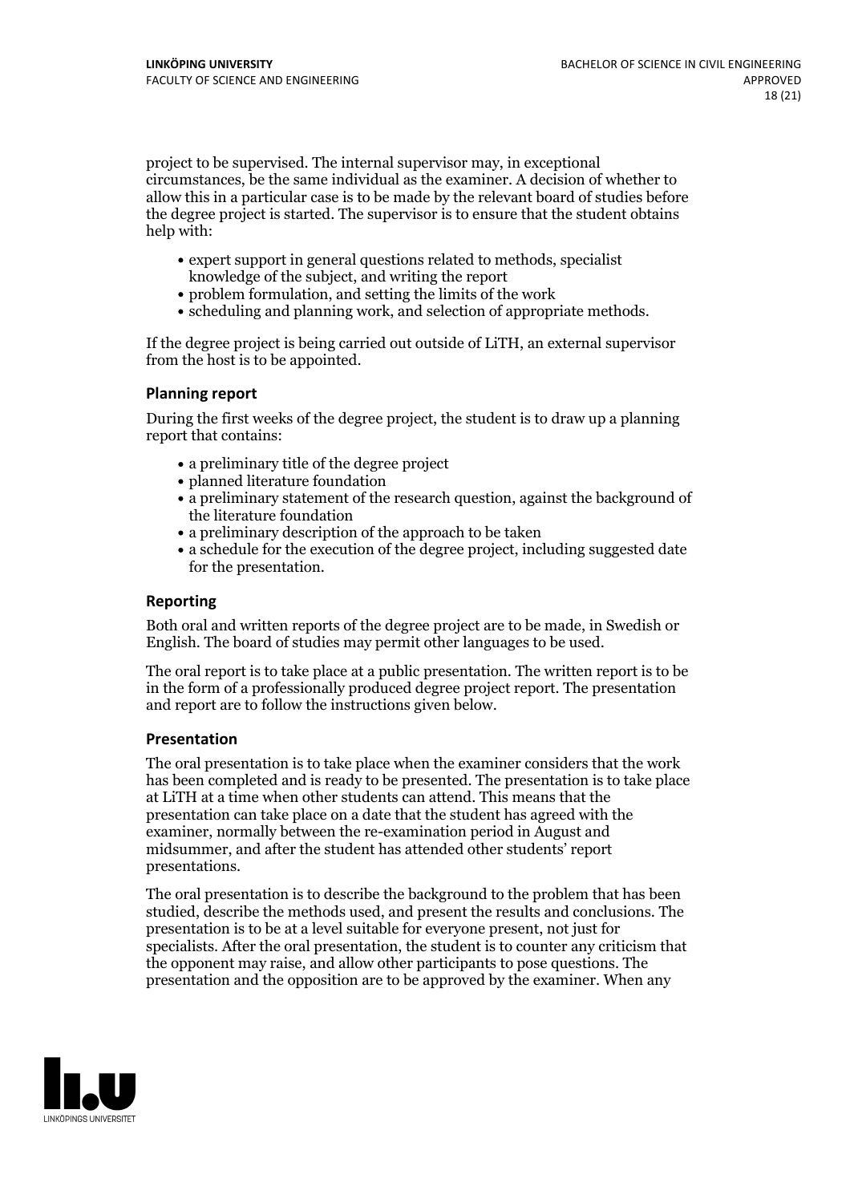project to be supervised. The internal supervisor may, in exceptional circumstances, be the same individual as the examiner. A decision of whether to allow this in a particular case is to be made by the relevant board of studies before the degree project is started. The supervisor is to ensure that the student obtains help with:

- expert support in general questions related to methods, specialist knowledge of the subject, and writing the report
- problem formulation, and setting the limits of the work
- scheduling and planning work, and selection of appropriate methods.

If the degree project is being carried out outside of LiTH, an external supervisor from the host is to be appointed.

### Planning report

During the first weeks of the degree project, the student is to draw up a planning report that contains:

- a preliminary title of the degree project
- planned literature foundation
- a preliminary statement of the research question, against the background of the literature foundation
- a preliminary description of the approach to be taken
- a schedule for the execution of the degree project, including suggested date for the presentation.

### Reporting

Both oral and written reports of the degree project are to be made, in Swedish or English. The board of studies may permit other languages to be used.

The oral report is to take place at a public presentation. The written report is to be in the form of a professionally produced degree project report. The presentation and report are to follow the instructions given below.

### Presentation

The oral presentation is to take place when the examiner considers that the work has been completed and is ready to be presented. The presentation is to take place at LiTH at a time when other students can attend. This means that the presentation can take place on a date that the student has agreed with the examiner, normally between the re-examination period in August and midsummer, and after the student has attended other students' report presentations.

The oral presentation is to describe the background to the problem that has been studied, describe the methods used, and present the results and conclusions. The presentation is to be at a level suitable for everyone present, not just for specialists. After the oral presentation, the student is to counter any criticism that the opponent may raise, and allow other participants to pose questions. The presentation and the opposition are to be approved by the examiner. When any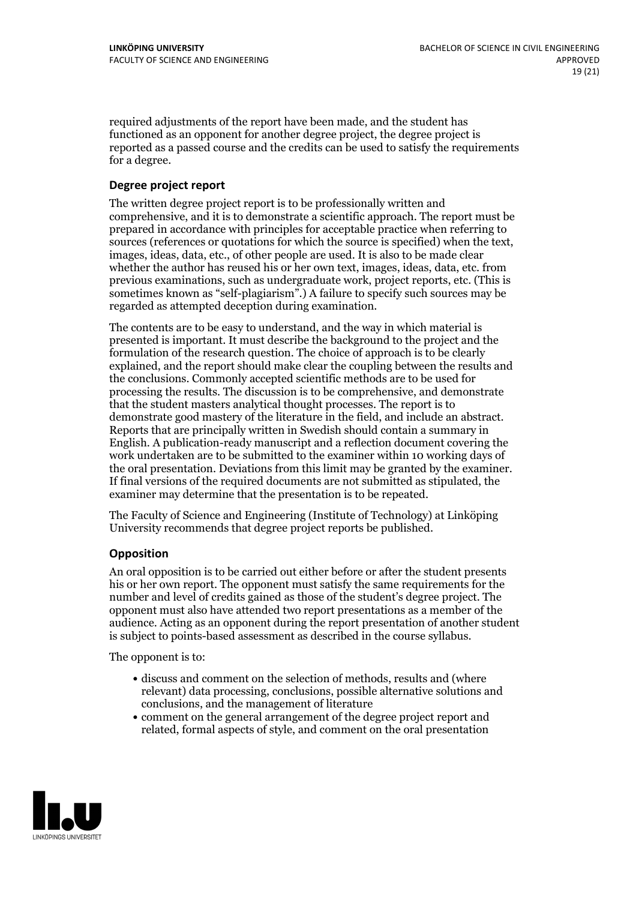required adjustments of the report have been made, and the student has functioned as an opponent for another degree project, the degree project is reported as a passed course and the credits can be used to satisfy the requirements for a degree.

### Degree project report

The written degree project report is to be professionally written and comprehensive, and it is to demonstrate a scientific approach. The report must be prepared in accordance with principles for acceptable practice when referring to sources (references or quotations for which the source is specified) when the text, images, ideas, data, etc., of other people are used. It is also to be made clear whether the author has reused his or her own text, images, ideas, data, etc. from previous examinations, such as undergraduate work, project reports, etc. (This is sometimes known as "self-plagiarism".) A failure to specify such sources may be regarded as attempted deception during examination.

The contents are to be easy to understand, and the way in which material is presented is important. It must describe the background to the project and the formulation of the research question. The choice of approach is to be clearly explained, and the report should make clear the coupling between the results and the conclusions. Commonly accepted scientific methods are to be used for processing the results. The discussion is to be comprehensive, and demonstrate that the student masters analytical thought processes. The report is to demonstrate good mastery of the literature in the field, and include an abstract. Reports that are principally written in Swedish should contain a summary in English. A publication-ready manuscript and a reflection document covering the work undertaken are to be submitted to the examiner within 10 working days of the oral presentation. Deviations from this limit may be granted by the examiner. If final versions of the required documents are not submitted as stipulated, the examiner may determine that the presentation is to be repeated.

The Faculty of Science and Engineering (Institute of Technology) at Linköping University recommends that degree project reports be published.

### Opposition

An oral opposition is to be carried out either before or after the student presents his or her own report. The opponent must satisfy the same requirements for the number and level of credits gained as those of the student's degree project. The opponent must also have attended two report presentations as a member of the audience. Acting as an opponent during the report presentation of another student is subject to points-based assessment as described in the course syllabus.

The opponent is to:

- discuss and comment on the selection of methods, results and (where relevant) data processing, conclusions, possible alternative solutions and conclusions, and the management of literature
- comment on the general arrangement of the degree project report and related, formal aspects of style, and comment on the oral presentation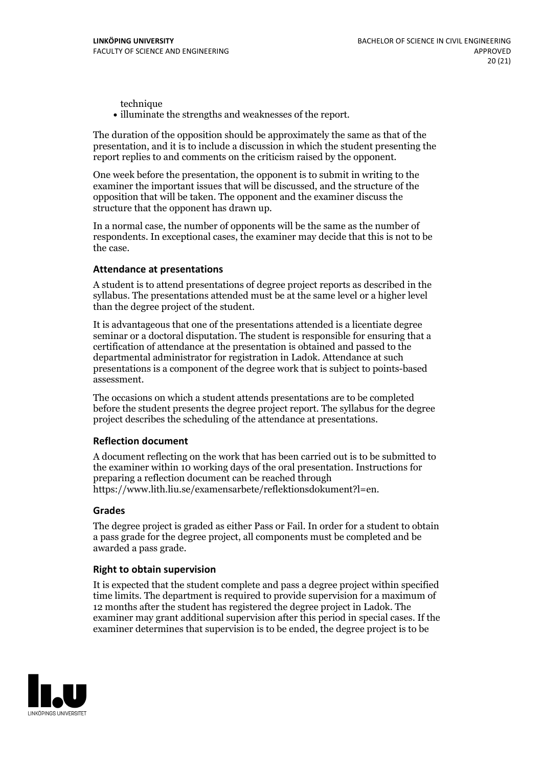technique
- illuminate the strengths and weaknesses of the report.

The duration of the opposition should be approximately the same as that of the presentation, and it is to include a discussion in which the student presenting the report replies to and comments on the criticism raised by the opponent.

One week before the presentation, the opponent is to submit in writing to the examiner the important issues that will be discussed, and the structure of the opposition that will be taken. The opponent and the examiner discuss the structure that the opponent has drawn up.

In a normal case, the number of opponents will be the same as the number of respondents. In exceptional cases, the examiner may decide that this is not to be the case.

### Attendance at presentations

A student is to attend presentations of degree project reports as described in the syllabus. The presentations attended must be at the same level or a higher level than the degree project of the student.

It is advantageous that one of the presentations attended is a licentiate degree seminar or a doctoral disputation. The student is responsible for ensuring that a certification of attendance at the presentation is obtained and passed to the departmental administrator for registration in Ladok. Attendance at such presentations is a component of the degree work that is subject to points-based assessment.

The occasions on which a student attends presentations are to be completed before the student presents the degree project report. The syllabus for the degree project describes the scheduling of the attendance at presentations.

### Reflection document

A document reflecting on the work that has been carried out is to be submitted to the examiner within 10 working days of the oral presentation. Instructions for preparing a reflection document can be reached through https://www.lith.liu.se/examensarbete/reflektionsdokument?l=en.

### Grades

The degree project is graded as either Pass or Fail. In order for a student to obtain a pass grade for the degree project, all components must be completed and be awarded a pass grade.

### Right to obtain supervision

It is expected that the student complete and pass a degree project within specified time limits. The department is required to provide supervision for a maximum of 12 months after the student has registered the degree project in Ladok. The examiner may grant additional supervision after this period in special cases. If the examiner determines that supervision is to be ended, the degree project is to be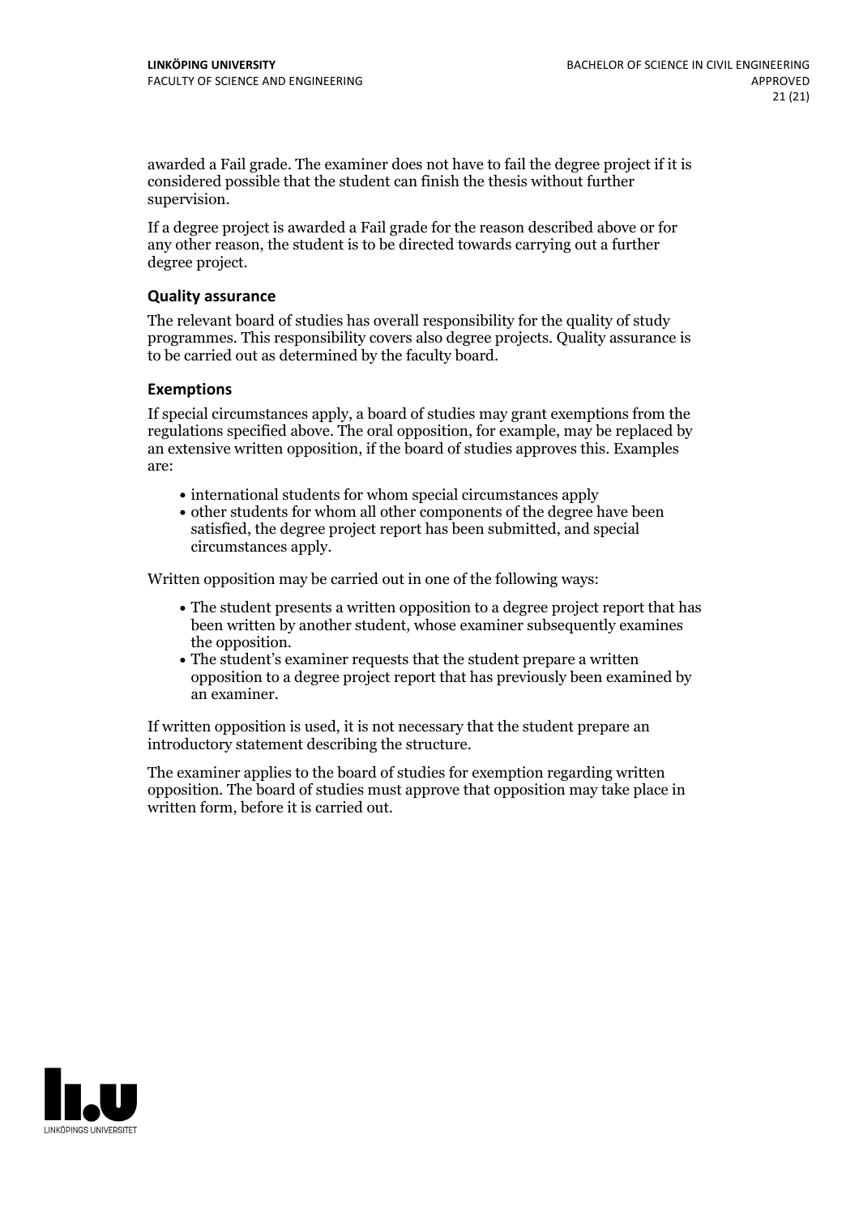awarded a Fail grade. The examiner does not have to fail the degree project if it is considered possible that the student can finish the thesis without further supervision.

If a degree project is awarded a Fail grade for the reason described above or for any other reason, the student is to be directed towards carrying out a further degree project.

### Quality assurance

The relevant board of studies has overall responsibility for the quality of study programmes. This responsibility covers also degree projects. Quality assurance is to be carried out as determined by the faculty board.

### Exemptions

If special circumstances apply, a board of studies may grant exemptions from the regulations specified above. The oral opposition, for example, may be replaced by an extensive written opposition, if the board of studies approves this. Examples are:

- international students for whom special circumstances apply
- other students for whom all other components of the degree have been satisfied, the degree project report has been submitted, and special circumstances apply.

Written opposition may be carried out in one of the following ways:

- The student presents a written opposition to a degree project report that has been written by another student, whose examiner subsequently examines the opposition.
- The student's examiner requests that the student prepare a written opposition to a degree project report that has previously been examined by an examiner.

If written opposition is used, it is not necessary that the student prepare an introductory statement describing the structure.

The examiner applies to the board of studies for exemption regarding written opposition. The board of studies must approve that opposition may take place in written form, before it is carried out.